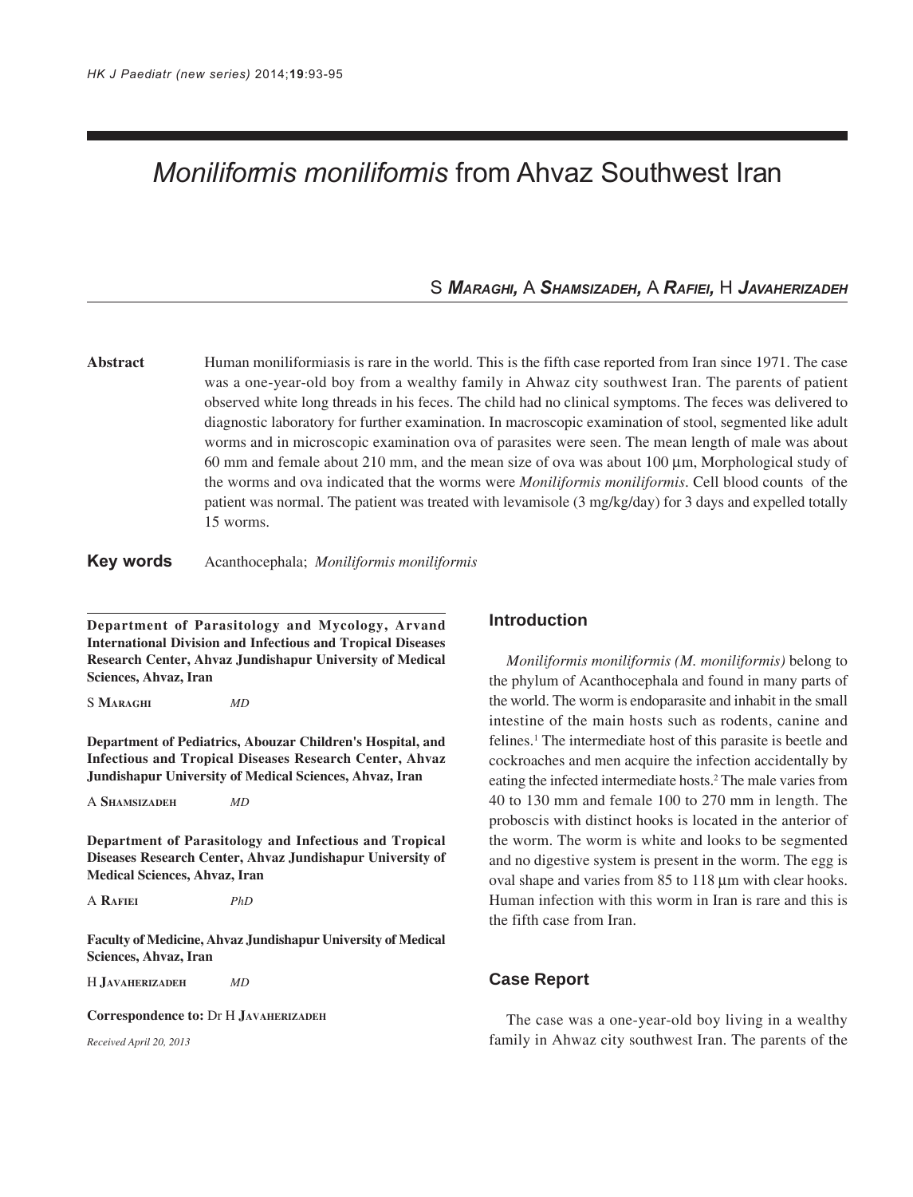# *Moniliformis moniliformis* from Ahvaz Southwest Iran

S **Maraghi**, A **Shamsizadeh**, A **Rafiei**, H **Javaherizadeh**

**Abstract** Human moniliformiasis is rare in the world. This is the fifth case reported from Iran since 1971. The case was a one-year-old boy from a wealthy family in Ahwaz city southwest Iran. The parents of patient observed white long threads in his feces. The child had no clinical symptoms. The feces was delivered to diagnostic laboratory for further examination. In macroscopic examination of stool, segmented like adult worms and in microscopic examination ova of parasites were seen. The mean length of male was about 60 mm and female about 210 mm, and the mean size of ova was about 100 µm, Morphological study of the worms and ova indicated that the worms were *Moniliformis moniliformis*. Cell blood counts of the patient was normal. The patient was treated with levamisole (3 mg/kg/day) for 3 days and expelled totally 15 worms.

**Key words** Acanthocephala; *Moniliformis moniliformis*

**Department of Parasitology and Mycology, Arvand International Division and Infectious and Tropical Diseases Research Center, Ahvaz Jundishapur University of Medical Sciences, Ahvaz, Iran**

S **Maraghi** *MD*

**Department of Pediatrics, Abouzar Children's Hospital, and Infectious and Tropical Diseases Research Center, Ahvaz Jundishapur University of Medical Sciences, Ahvaz, Iran**

A **Shamsizadeh** *MD*

**Department of Parasitology and Infectious and Tropical Diseases Research Center, Ahvaz Jundishapur University of Medical Sciences, Ahvaz, Iran**

A **Rafiei** *PhD*

**Faculty of Medicine, Ahvaz Jundishapur University of Medical Sciences, Ahvaz, Iran**

H **Javaherizadeh** *MD*

**Correspondence to:** Dr H **Javaherizadeh**

*Received April 20, 2013*

## Introduction

*Moniliformis moniliformis (M. moniliformis)* belong to the phylum of Acanthocephala and found in many parts of the world. The worm is endoparasite and inhabit in the small intestine of the main hosts such as rodents, canine and felines.[1] The intermediate host of this parasite is beetle and cockroaches and men acquire the infection accidentally by eating the infected intermediate hosts.[2] The male varies from 40 to 130 mm and female 100 to 270 mm in length. The proboscis with distinct hooks is located in the anterior of the worm. The worm is white and looks to be segmented and no digestive system is present in the worm. The egg is oval shape and varies from 85 to 118 µm with clear hooks. Human infection with this worm in Iran is rare and this is the fifth case from Iran.

## Case Report

The case was a one-year-old boy living in a wealthy family in Ahwaz city southwest Iran. The parents of the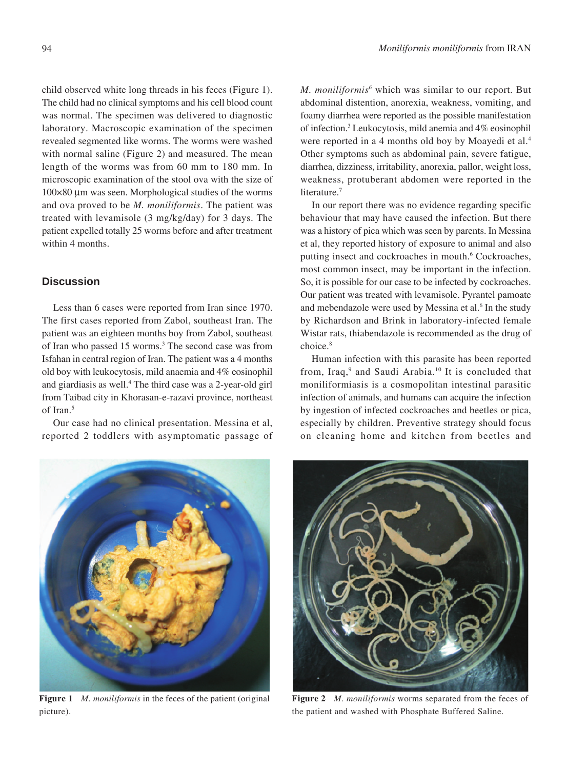child observed white long threads in his feces (Figure 1). The child had no clinical symptoms and his cell blood count was normal. The specimen was delivered to diagnostic laboratory. Macroscopic examination of the specimen revealed segmented like worms. The worms were washed with normal saline (Figure 2) and measured. The mean length of the worms was from 60 mm to 180 mm. In microscopic examination of the stool ova with the size of 100×80 µm was seen. Morphological studies of the worms and ova proved to be *M. moniliformis*. The patient was treated with levamisole (3 mg/kg/day) for 3 days. The patient expelled totally 25 worms before and after treatment within 4 months.

## Discussion

Less than 6 cases were reported from Iran since 1970. The first cases reported from Zabol, southeast Iran. The patient was an eighteen months boy from Zabol, southeast of Iran who passed 15 worms.[3] The second case was from Isfahan in central region of Iran. The patient was a 4 months old boy with leukocytosis, mild anaemia and 4% eosinophil and giardiasis as well.[4] The third case was a 2-year-old girl from Taibad city in Khorasan-e-razavi province, northeast of Iran.[5]

Our case had no clinical presentation. Messina et al, reported 2 toddlers with asymptomatic passage of *M. moniliformis*[6] which was similar to our report. But abdominal distention, anorexia, weakness, vomiting, and foamy diarrhea were reported as the possible manifestation of infection.[3] Leukocytosis, mild anemia and 4% eosinophil were reported in a 4 months old boy by Moayedi et al.[4] Other symptoms such as abdominal pain, severe fatigue, diarrhea, dizziness, irritability, anorexia, pallor, weight loss, weakness, protuberant abdomen were reported in the literature.[7]

In our report there was no evidence regarding specific behaviour that may have caused the infection. But there was a history of pica which was seen by parents. In Messina et al, they reported history of exposure to animal and also putting insect and cockroaches in mouth.[6] Cockroaches, most common insect, may be important in the infection. So, it is possible for our case to be infected by cockroaches. Our patient was treated with levamisole. Pyrantel pamoate and mebendazole were used by Messina et al.[6] In the study by Richardson and Brink in laboratory-infected female Wistar rats, thiabendazole is recommended as the drug of choice.[8]

Human infection with this parasite has been reported from, Iraq,[9] and Saudi Arabia.[10] It is concluded that moniliformiasis is a cosmopolitan intestinal parasitic infection of animals, and humans can acquire the infection by ingestion of infected cockroaches and beetles or pica, especially by children. Preventive strategy should focus on cleaning home and kitchen from beetles and

**Figure 1** *M. moniliformis* in the feces of the patient (original picture).

**Figure 2** *M. moniliformis* worms separated from the feces of the patient and washed with Phosphate Buffered Saline.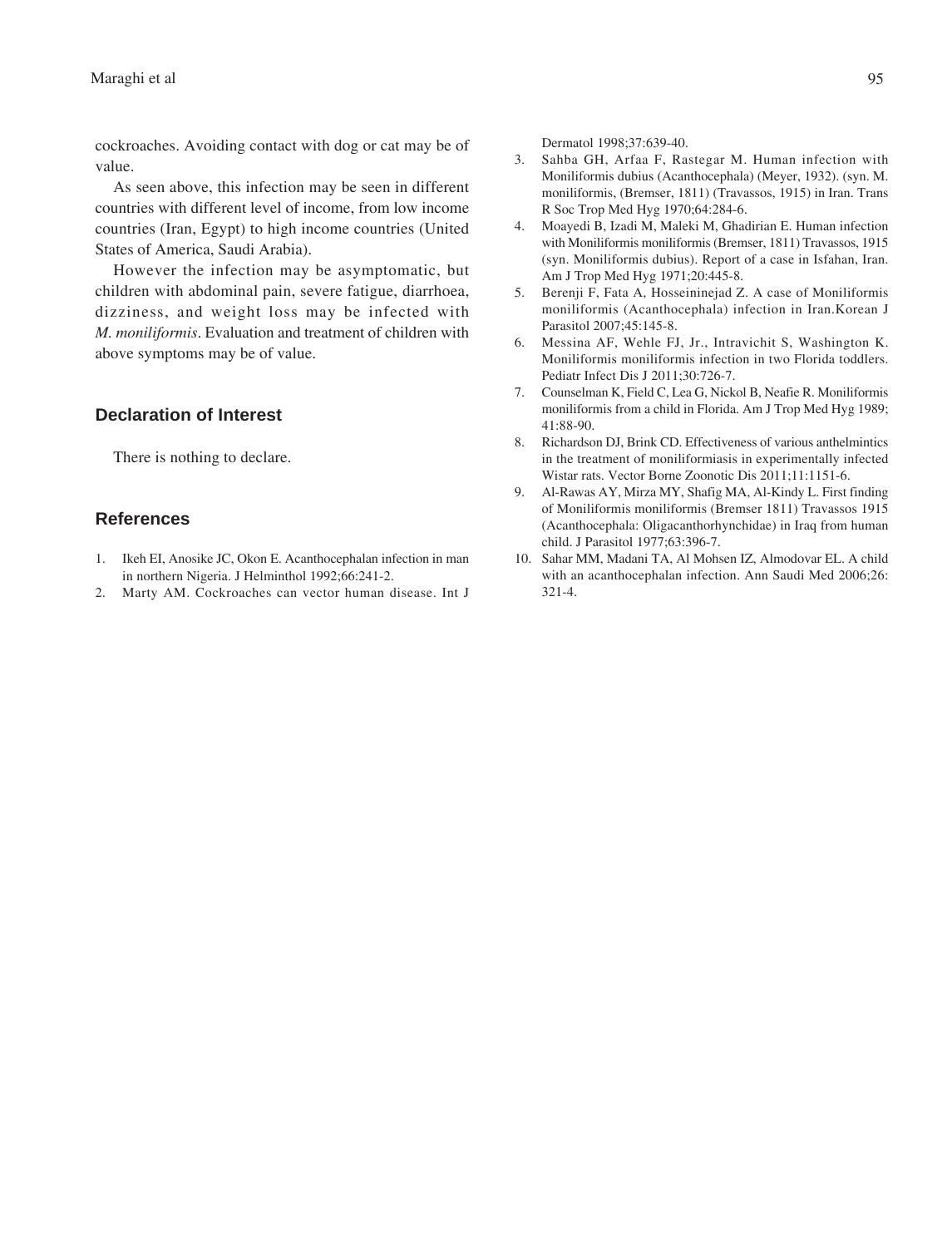cockroaches. Avoiding contact with dog or cat may be of value.

As seen above, this infection may be seen in different countries with different level of income, from low income countries (Iran, Egypt) to high income countries (United States of America, Saudi Arabia).

However the infection may be asymptomatic, but children with abdominal pain, severe fatigue, diarrhoea, dizziness, and weight loss may be infected with *M. moniliformis*. Evaluation and treatment of children with above symptoms may be of value.

## Declaration of Interest

There is nothing to declare.

## References

1. Ikeh EI, Anosike JC, Okon E. Acanthocephalan infection in man in northern Nigeria. J Helminthol 1992;66:241-2.
2. Marty AM. Cockroaches can vector human disease. Int J Dermatol 1998;37:639-40.
3. Sahba GH, Arfaa F, Rastegar M. Human infection with Moniliformis dubius (Acanthocephala) (Meyer, 1932). (syn. M. moniliformis, (Bremser, 1811) (Travassos, 1915) in Iran. Trans R Soc Trop Med Hyg 1970;64:284-6.
4. Moayedi B, Izadi M, Maleki M, Ghadirian E. Human infection with Moniliformis moniliformis (Bremser, 1811) Travassos, 1915 (syn. Moniliformis dubius). Report of a case in Isfahan, Iran. Am J Trop Med Hyg 1971;20:445-8.
5. Berenji F, Fata A, Hosseininejad Z. A case of Moniliformis moniliformis (Acanthocephala) infection in Iran.Korean J Parasitol 2007;45:145-8.
6. Messina AF, Wehle FJ, Jr., Intravichit S, Washington K. Moniliformis moniliformis infection in two Florida toddlers. Pediatr Infect Dis J 2011;30:726-7.
7. Counselman K, Field C, Lea G, Nickol B, Neafie R. Moniliformis moniliformis from a child in Florida. Am J Trop Med Hyg 1989; 41:88-90.
8. Richardson DJ, Brink CD. Effectiveness of various anthelmintics in the treatment of moniliformiasis in experimentally infected Wistar rats. Vector Borne Zoonotic Dis 2011;11:1151-6.
9. Al-Rawas AY, Mirza MY, Shafig MA, Al-Kindy L. First finding of Moniliformis moniliformis (Bremser 1811) Travassos 1915 (Acanthocephala: Oligacanthorhynchidae) in Iraq from human child. J Parasitol 1977;63:396-7.
10. Sahar MM, Madani TA, Al Mohsen IZ, Almodovar EL. A child with an acanthocephalan infection. Ann Saudi Med 2006;26: 321-4.